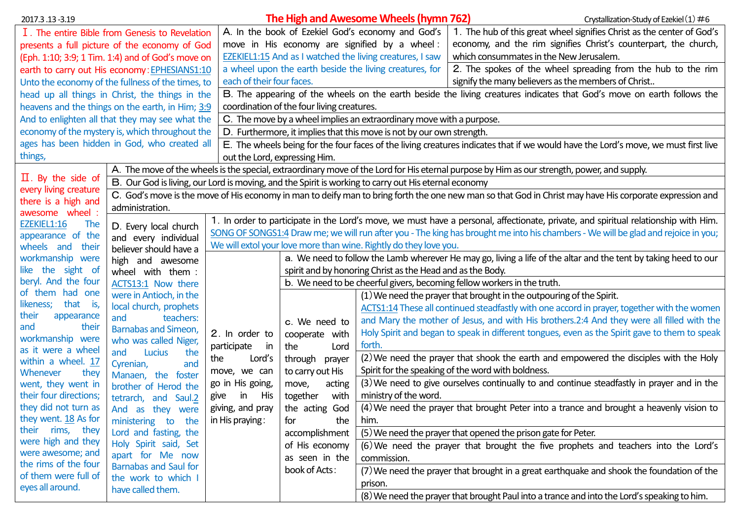2017.3.13-3.19

# The High and Awesome Wheels (hymn 762)

Crystallization-Study of Ezekiel (1) #6

## Ⅰ. The entire Bible from Genesis to Revelation presents a full picture of the economy of God (Eph. 1:10; 3:9; 1 Tim. 1:4) and of God's move on earth to carry out His economy:

EPHESIANS1:10 Unto the economy of the fullness of the times, to head up all things in Christ, the things in the heavens and the things on the earth, in Him; 3:9 And to enlighten all that they may see what the economy of the mystery is, which throughout the ages has been hidden in God, who created all things,

A. In the book of Ezekiel God's economy and God's move in His economy are signified by a wheel:

EZEKIEL1:15 And as I watched the living creatures, I saw a wheel upon the earth beside the living creatures, for each of their four faces.

1. The hub of this great wheel signifies Christ as the center of God's economy, and the rim signifies Christ's counterpart, the church, which consummates in the New Jerusalem.

2. The spokes of the wheel spreading from the hub to the rim signify the many believers as the members of Christ..

B. The appearing of the wheels on the earth beside the living creatures indicates that God's move on earth follows the coordination of the four living creatures.

C. The move by a wheel implies an extraordinary move with a purpose.

D. Furthermore, it implies that this move is not by our own strength.

E. The wheels being for the four faces of the living creatures indicates that if we would have the Lord's move, we must first live out the Lord, expressing Him.

## Ⅱ. By the side of every living creature there is a high and awesome wheel:

EZEKIEL1:16 The appearance of the wheels and their workmanship were like the sight of beryl. And the four of them had one likeness; that is, their appearance and their workmanship were as it were a wheel within a wheel. 17 Whenever they went, they went in their four directions; they did not turn as they went. 18 As for their rims, they were high and they were awesome; and the rims of the four of them were full of eyes all around.

A. The move of the wheels is the special, extraordinary move of the Lord for His eternal purpose by Him as our strength, power, and supply.

B. Our God is living, our Lord is moving, and the Spirit is working to carry out His eternal economy

C. God's move is the move of His economy in man to deify man to bring forth the one new man so that God in Christ may have His corporate expression and administration.

D. Every local church and every individual believer should have a high and awesome wheel with them:

ACTS13:1 Now there were in Antioch, in the local church, prophets and teachers: Barnabas and Simeon, who was called Niger, and Lucius the Cyrenian, and Manaen, the foster brother of Herod the tetrarch, and Saul.2 And as they were ministering to the Lord and fasting, the Holy Spirit said, Set apart for Me now Barnabas and Saul for the work to which I have called them.

1. In order to participate in the Lord's move, we must have a personal, affectionate, private, and spiritual relationship with Him.

SONG OF SONGS1:4 Draw me; we will run after you - The king has brought me into his chambers - We will be glad and rejoice in you; We will extol your love more than wine. Rightly do they love you.

2. In order to participate in the Lord's move, we can go in His going, give in His giving, and pray in His praying:

a. We need to follow the Lamb wherever He may go, living a life of the altar and the tent by taking heed to our spirit and by honoring Christ as the Head and as the Body.

b. We need to be cheerful givers, becoming fellow workers in the truth.

c. We need to cooperate with the Lord through prayer to carry out His move, acting together with the acting God for the accomplishment of His economy as seen in the book of Acts:

(1) We need the prayer that brought in the outpouring of the Spirit.

ACTS1:14 These all continued steadfastly with one accord in prayer, together with the women and Mary the mother of Jesus, and with His brothers.2:4 And they were all filled with the Holy Spirit and began to speak in different tongues, even as the Spirit gave to them to speak forth.

(2) We need the prayer that shook the earth and empowered the disciples with the Holy Spirit for the speaking of the word with boldness.

(3) We need to give ourselves continually to and continue steadfastly in prayer and in the ministry of the word.

(4) We need the prayer that brought Peter into a trance and brought a heavenly vision to him.

(5) We need the prayer that opened the prison gate for Peter.

(6) We need the prayer that brought the five prophets and teachers into the Lord's commission.

(7) We need the prayer that brought in a great earthquake and shook the foundation of the prison.

(8) We need the prayer that brought Paul into a trance and into the Lord's speaking to him.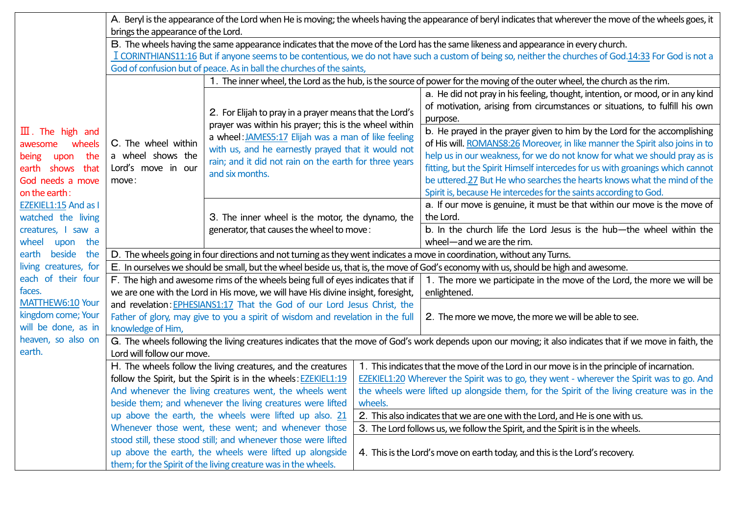| Ⅲ. The high and awesome wheels being upon the earth shows that God needs a move on the earth: EZEKIEL1:15 And as I watched the living creatures, I saw a wheel upon the earth beside the living creatures, for each of their four faces. MATTHEW6:10 Your kingdom come; Your will be done, as in heaven, so also on earth. | A. Beryl is the appearance of the Lord when He is moving; the wheels having the appearance of beryl indicates that wherever the move of the wheels goes, it brings the appearance of the Lord. | | |
|---|---|---|---|
| | B. The wheels having the same appearance indicates that the move of the Lord has the same likeness and appearance in every church. ⅠCORINTHIANS11:16 But if anyone seems to be contentious, we do not have such a custom of being so, neither the churches of God. 14:33 For God is not a God of confusion but of peace. As in ball the churches of the saints, | | |
| | C. The wheel within a wheel shows the Lord's move in our move: | 1. The inner wheel, the Lord as the hub, is the source of power for the moving of the outer wheel, the church as the rim. | |
| | | 2. For Elijah to pray in a prayer means that the Lord's prayer was within his prayer; this is the wheel within a wheel: JAMES5:17 Elijah was a man of like feeling with us, and he earnestly prayed that it would not rain; and it did not rain on the earth for three years and six months. | a. He did not pray in his feeling, thought, intention, or mood, or in any kind of motivation, arising from circumstances or situations, to fulfill his own purpose. |
| | | | b. He prayed in the prayer given to him by the Lord for the accomplishing of His will. ROMANS8:26 Moreover, in like manner the Spirit also joins in to help us in our weakness, for we do not know for what we should pray as is fitting, but the Spirit Himself intercedes for us with groanings which cannot be uttered. 27 But He who searches the hearts knows what the mind of the Spirit is, because He intercedes for the saints according to God. |
| | | 3. The inner wheel is the motor, the dynamo, the generator, that causes the wheel to move: | a. If our move is genuine, it must be that within our move is the move of the Lord. |
| | | | b. In the church life the Lord Jesus is the hub—the wheel within the wheel—and we are the rim. |
| | D. The wheels going in four directions and not turning as they went indicates a move in coordination, without any Turns. | | |
| | E. In ourselves we should be small, but the wheel beside us, that is, the move of God's economy with us, should be high and awesome. | | |
| | F. The high and awesome rims of the wheels being full of eyes indicates that if we are one with the Lord in His move, we will have His divine insight, foresight, and revelation: EPHESIANS1:17 That the God of our Lord Jesus Christ, the Father of glory, may give to you a spirit of wisdom and revelation in the full knowledge of Him, | 1. The more we participate in the move of the Lord, the more we will be enlightened. | |
| | | 2. The more we move, the more we will be able to see. | |
| | G. The wheels following the living creatures indicates that the move of God's work depends upon our moving; it also indicates that if we move in faith, the Lord will follow our move. | | |
| | H. The wheels follow the living creatures, and the creatures follow the Spirit, but the Spirit is in the wheels: EZEKIEL1:19 And whenever the living creatures went, the wheels went beside them; and whenever the living creatures were lifted up above the earth, the wheels were lifted up also. 21 Whenever those went, these went; and whenever those stood still, these stood still; and whenever those were lifted up above the earth, the wheels were lifted up alongside them; for the Spirit of the living creature was in the wheels. | 1. This indicates that the move of the Lord in our move is in the principle of incarnation. EZEKIEL1:20 Wherever the Spirit was to go, they went - wherever the Spirit was to go. And the wheels were lifted up alongside them, for the Spirit of the living creature was in the wheels. | |
| | | 2. This also indicates that we are one with the Lord, and He is one with us. | |
| | | 3. The Lord follows us, we follow the Spirit, and the Spirit is in the wheels. | |
| | | 4. This is the Lord's move on earth today, and this is the Lord's recovery. | |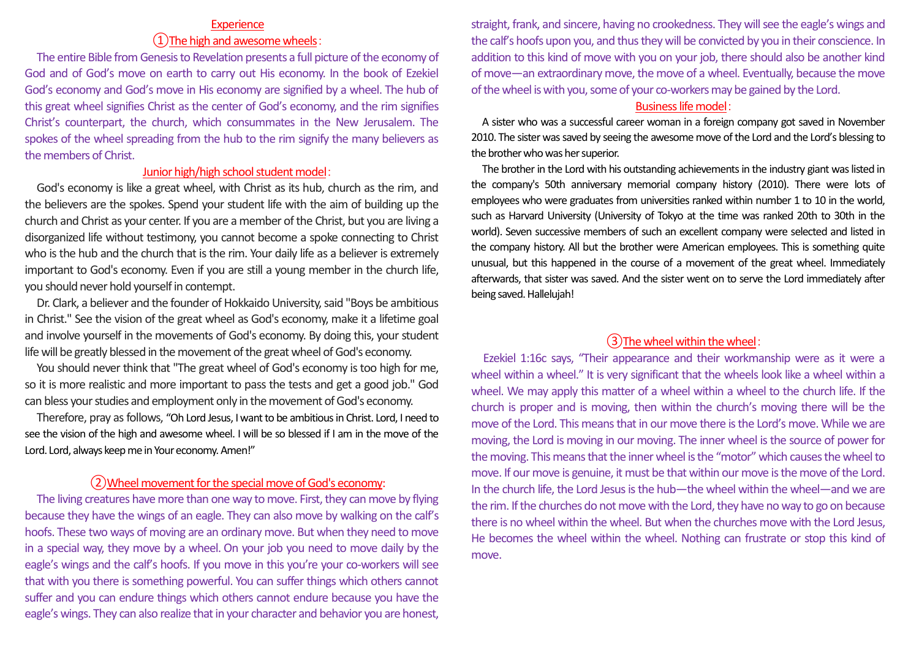## Experience

### ①The high and awesome wheels:

The entire Bible from Genesis to Revelation presents a full picture of the economy of God and of God's move on earth to carry out His economy. In the book of Ezekiel God's economy and God's move in His economy are signified by a wheel. The hub of this great wheel signifies Christ as the center of God's economy, and the rim signifies Christ's counterpart, the church, which consummates in the New Jerusalem. The spokes of the wheel spreading from the hub to the rim signify the many believers as the members of Christ.

#### Junior high/high school student model:

God's economy is like a great wheel, with Christ as its hub, church as the rim, and the believers are the spokes. Spend your student life with the aim of building up the church and Christ as your center. If you are a member of the Christ, but you are living a disorganized life without testimony, you cannot become a spoke connecting to Christ who is the hub and the church that is the rim. Your daily life as a believer is extremely important to God's economy. Even if you are still a young member in the church life, you should never hold yourself in contempt.

Dr. Clark, a believer and the founder of Hokkaido University, said "Boys be ambitious in Christ." See the vision of the great wheel as God's economy, make it a lifetime goal and involve yourself in the movements of God's economy. By doing this, your student life will be greatly blessed in the movement of the great wheel of God's economy.

You should never think that "The great wheel of God's economy is too high for me, so it is more realistic and more important to pass the tests and get a good job." God can bless your studies and employment only in the movement of God's economy.

Therefore, pray as follows, "Oh Lord Jesus, I want to be ambitious in Christ. Lord, I need to see the vision of the high and awesome wheel. I will be so blessed if I am in the move of the Lord. Lord, always keep me in Your economy. Amen!"

### ②Wheel movement for the special move of God's economy:

The living creatures have more than one way to move. First, they can move by flying because they have the wings of an eagle. They can also move by walking on the calf's hoofs. These two ways of moving are an ordinary move. But when they need to move in a special way, they move by a wheel. On your job you need to move daily by the eagle's wings and the calf's hoofs. If you move in this you're your co-workers will see that with you there is something powerful. You can suffer things which others cannot suffer and you can endure things which others cannot endure because you have the eagle's wings. They can also realize that in your character and behavior you are honest, straight, frank, and sincere, having no crookedness. They will see the eagle's wings and the calf's hoofs upon you, and thus they will be convicted by you in their conscience. In addition to this kind of move with you on your job, there should also be another kind of move—an extraordinary move, the move of a wheel. Eventually, because the move of the wheel is with you, some of your co-workers may be gained by the Lord.

#### Business life model:

A sister who was a successful career woman in a foreign company got saved in November 2010. The sister was saved by seeing the awesome move of the Lord and the Lord's blessing to the brother who was her superior.

The brother in the Lord with his outstanding achievements in the industry giant was listed in the company's 50th anniversary memorial company history (2010). There were lots of employees who were graduates from universities ranked within number 1 to 10 in the world, such as Harvard University (University of Tokyo at the time was ranked 20th to 30th in the world). Seven successive members of such an excellent company were selected and listed in the company history. All but the brother were American employees. This is something quite unusual, but this happened in the course of a movement of the great wheel. Immediately afterwards, that sister was saved. And the sister went on to serve the Lord immediately after being saved. Hallelujah!

### ③The wheel within the wheel:

Ezekiel 1:16c says, "Their appearance and their workmanship were as it were a wheel within a wheel." It is very significant that the wheels look like a wheel within a wheel. We may apply this matter of a wheel within a wheel to the church life. If the church is proper and is moving, then within the church's moving there will be the move of the Lord. This means that in our move there is the Lord's move. While we are moving, the Lord is moving in our moving. The inner wheel is the source of power for the moving. This means that the inner wheel is the "motor" which causes the wheel to move. If our move is genuine, it must be that within our move is the move of the Lord. In the church life, the Lord Jesus is the hub—the wheel within the wheel—and we are the rim. If the churches do not move with the Lord, they have no way to go on because there is no wheel within the wheel. But when the churches move with the Lord Jesus, He becomes the wheel within the wheel. Nothing can frustrate or stop this kind of move.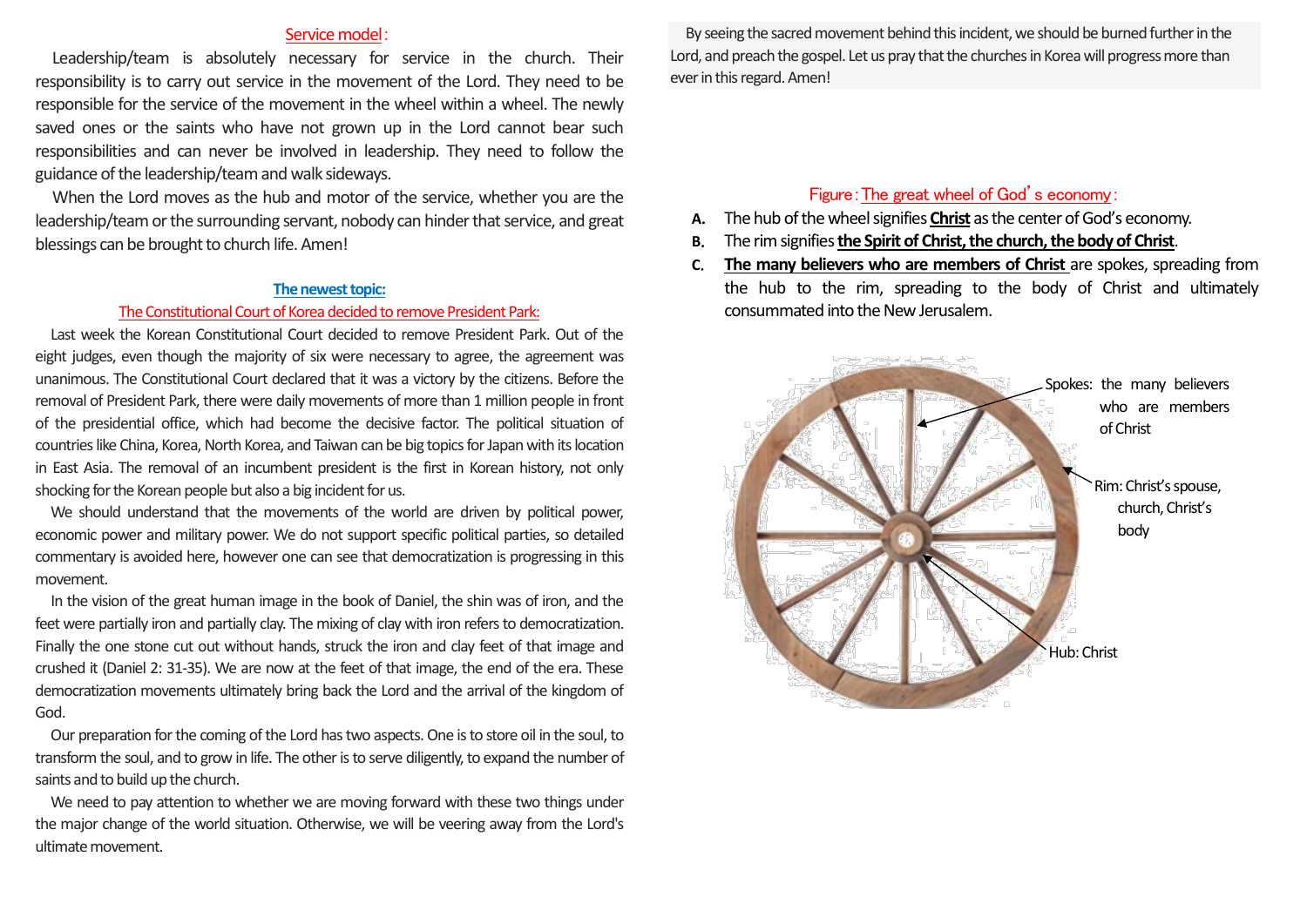## Service model:

Leadership/team is absolutely necessary for service in the church. Their responsibility is to carry out service in the movement of the Lord. They need to be responsible for the service of the movement in the wheel within a wheel. The newly saved ones or the saints who have not grown up in the Lord cannot bear such responsibilities and can never be involved in leadership. They need to follow the guidance of the leadership/team and walk sideways.

When the Lord moves as the hub and motor of the service, whether you are the leadership/team or the surrounding servant, nobody can hinder that service, and great blessings can be brought to church life. Amen!

## The newest topic:

### The Constitutional Court of Korea decided to remove President Park:

Last week the Korean Constitutional Court decided to remove President Park. Out of the eight judges, even though the majority of six were necessary to agree, the agreement was unanimous. The Constitutional Court declared that it was a victory by the citizens. Before the removal of President Park, there were daily movements of more than 1 million people in front of the presidential office, which had become the decisive factor. The political situation of countries like China, Korea, North Korea, and Taiwan can be big topics for Japan with its location in East Asia. The removal of an incumbent president is the first in Korean history, not only shocking for the Korean people but also a big incident for us.

We should understand that the movements of the world are driven by political power, economic power and military power. We do not support specific political parties, so detailed commentary is avoided here, however one can see that democratization is progressing in this movement.

In the vision of the great human image in the book of Daniel, the shin was of iron, and the feet were partially iron and partially clay. The mixing of clay with iron refers to democratization. Finally the one stone cut out without hands, struck the iron and clay feet of that image and crushed it (Daniel 2: 31-35). We are now at the feet of that image, the end of the era. These democratization movements ultimately bring back the Lord and the arrival of the kingdom of God.

Our preparation for the coming of the Lord has two aspects. One is to store oil in the soul, to transform the soul, and to grow in life. The other is to serve diligently, to expand the number of saints and to build up the church.

We need to pay attention to whether we are moving forward with these two things under the major change of the world situation. Otherwise, we will be veering away from the Lord's ultimate movement.

By seeing the sacred movement behind this incident, we should be burned further in the Lord, and preach the gospel. Let us pray that the churches in Korea will progress more than ever in this regard. Amen!

### Figure: The great wheel of God's economy:

A. The hub of the wheel signifies **Christ** as the center of God's economy.

B. The rim signifies **the Spirit of Christ, the church, the body of Christ**.

C. **The many believers who are members of Christ** are spokes, spreading from the hub to the rim, spreading to the body of Christ and ultimately consummated into the New Jerusalem.

Spokes: the many believers who are members of Christ

Rim: Christ's spouse, church, Christ's body

Hub: Christ